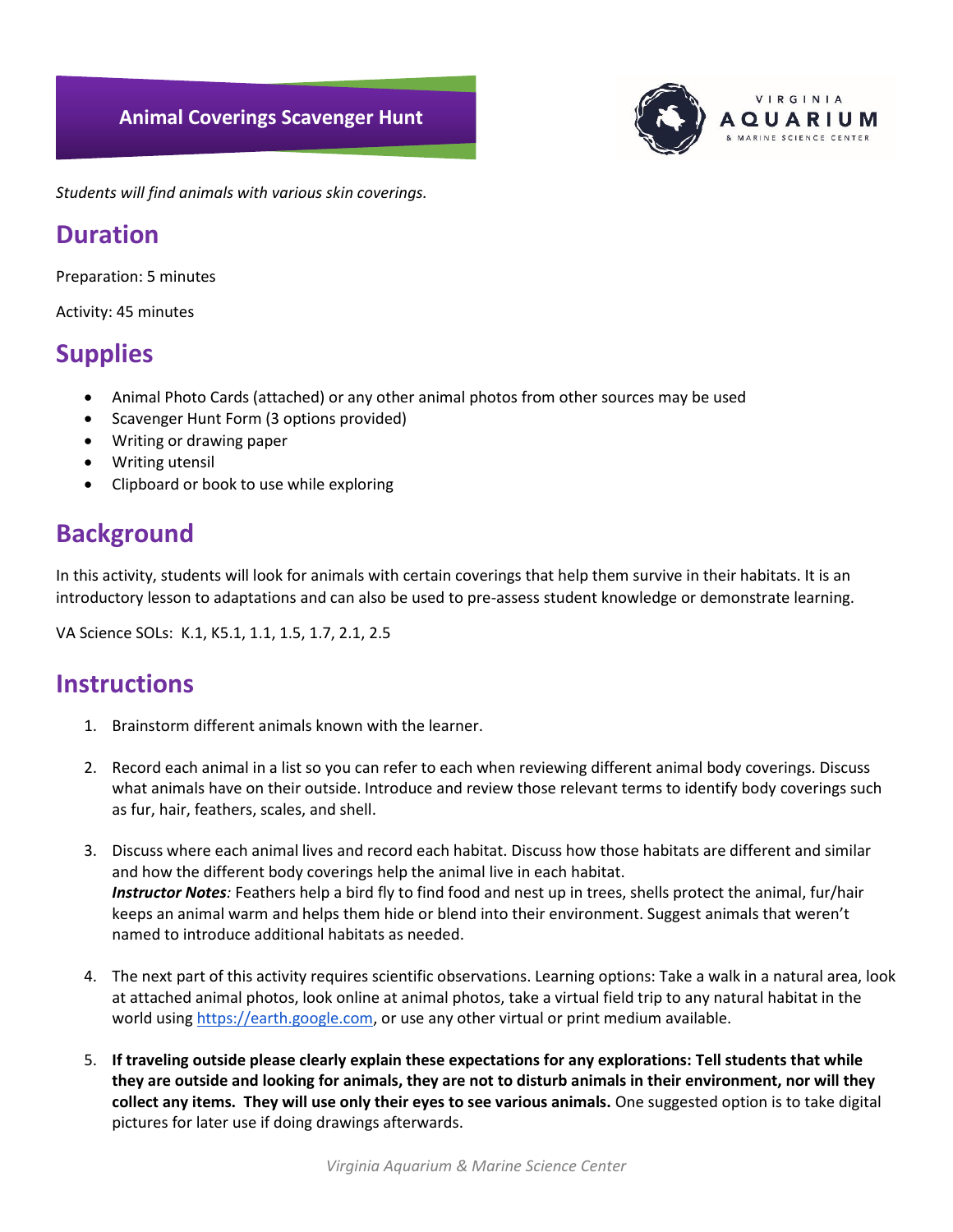# Animal Coverings Scavenger Hunt

*Students will find animals with various skin coverings.*

## Duration

Preparation: 5 minutes

Activity: 45 minutes

## Supplies

- Animal Photo Cards (attached) or any other animal photos from other sources may be used
- Scavenger Hunt Form (3 options provided)
- Writing or drawing paper
- Writing utensil
- Clipboard or book to use while exploring

## Background

In this activity, students will look for animals with certain coverings that help them survive in their habitats. It is an introductory lesson to adaptations and can also be used to pre-assess student knowledge or demonstrate learning.

VA Science SOLs: K.1, K5.1, 1.1, 1.5, 1.7, 2.1, 2.5

## Instructions

1. Brainstorm different animals known with the learner.

2. Record each animal in a list so you can refer to each when reviewing different animal body coverings. Discuss what animals have on their outside. Introduce and review those relevant terms to identify body coverings such as fur, hair, feathers, scales, and shell.

3. Discuss where each animal lives and record each habitat. Discuss how those habitats are different and similar and how the different body coverings help the animal live in each habitat.
   ***Instructor Notes****:* Feathers help a bird fly to find food and nest up in trees, shells protect the animal, fur/hair keeps an animal warm and helps them hide or blend into their environment. Suggest animals that weren't named to introduce additional habitats as needed.

4. The next part of this activity requires scientific observations. Learning options: Take a walk in a natural area, look at attached animal photos, look online at animal photos, take a virtual field trip to any natural habitat in the world using https://earth.google.com, or use any other virtual or print medium available.

5. **If traveling outside please clearly explain these expectations for any explorations: Tell students that while they are outside and looking for animals, they are not to disturb animals in their environment, nor will they collect any items. They will use only their eyes to see various animals.** One suggested option is to take digital pictures for later use if doing drawings afterwards.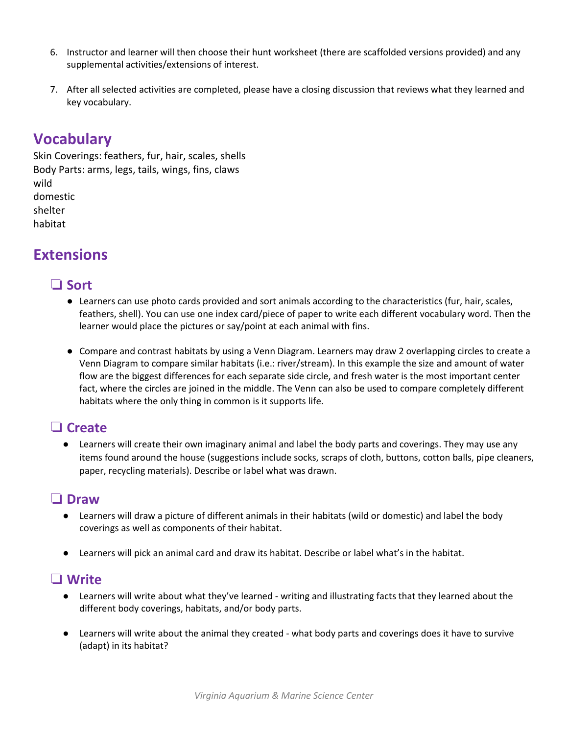6. Instructor and learner will then choose their hunt worksheet (there are scaffolded versions provided) and any supplemental activities/extensions of interest.

7. After all selected activities are completed, please have a closing discussion that reviews what they learned and key vocabulary.

## Vocabulary

Skin Coverings: feathers, fur, hair, scales, shells
Body Parts: arms, legs, tails, wings, fins, claws
wild
domestic
shelter
habitat

## Extensions

### ❑ Sort

- Learners can use photo cards provided and sort animals according to the characteristics (fur, hair, scales, feathers, shell). You can use one index card/piece of paper to write each different vocabulary word. Then the learner would place the pictures or say/point at each animal with fins.

- Compare and contrast habitats by using a Venn Diagram. Learners may draw 2 overlapping circles to create a Venn Diagram to compare similar habitats (i.e.: river/stream). In this example the size and amount of water flow are the biggest differences for each separate side circle, and fresh water is the most important center fact, where the circles are joined in the middle. The Venn can also be used to compare completely different habitats where the only thing in common is it supports life.

### ❑ Create

- Learners will create their own imaginary animal and label the body parts and coverings. They may use any items found around the house (suggestions include socks, scraps of cloth, buttons, cotton balls, pipe cleaners, paper, recycling materials). Describe or label what was drawn.

### ❑ Draw

- Learners will draw a picture of different animals in their habitats (wild or domestic) and label the body coverings as well as components of their habitat.

- Learners will pick an animal card and draw its habitat. Describe or label what's in the habitat.

### ❑ Write

- Learners will write about what they've learned - writing and illustrating facts that they learned about the different body coverings, habitats, and/or body parts.

- Learners will write about the animal they created - what body parts and coverings does it have to survive (adapt) in its habitat?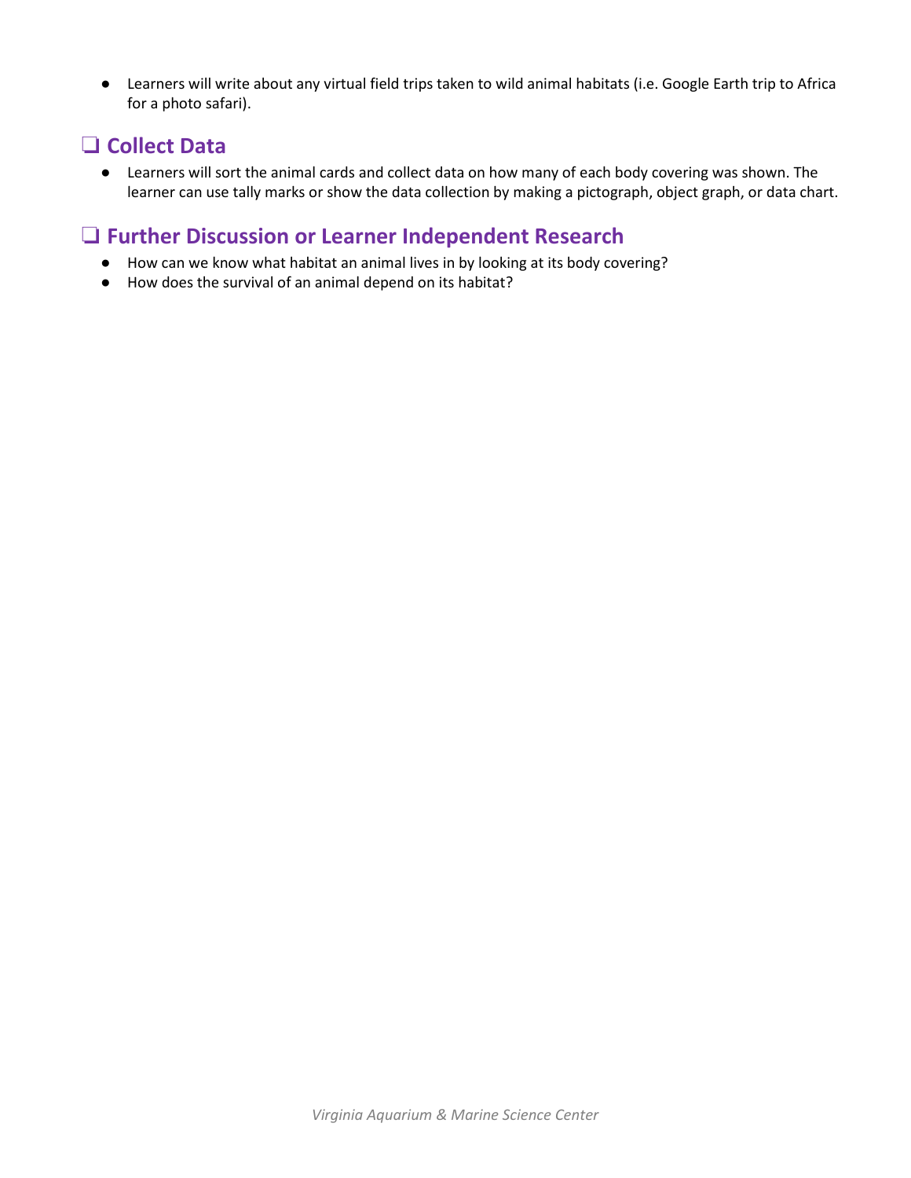- Learners will write about any virtual field trips taken to wild animal habitats (i.e. Google Earth trip to Africa for a photo safari).

## ❑ Collect Data

- Learners will sort the animal cards and collect data on how many of each body covering was shown. The learner can use tally marks or show the data collection by making a pictograph, object graph, or data chart.

## ❑ Further Discussion or Learner Independent Research

- How can we know what habitat an animal lives in by looking at its body covering?
- How does the survival of an animal depend on its habitat?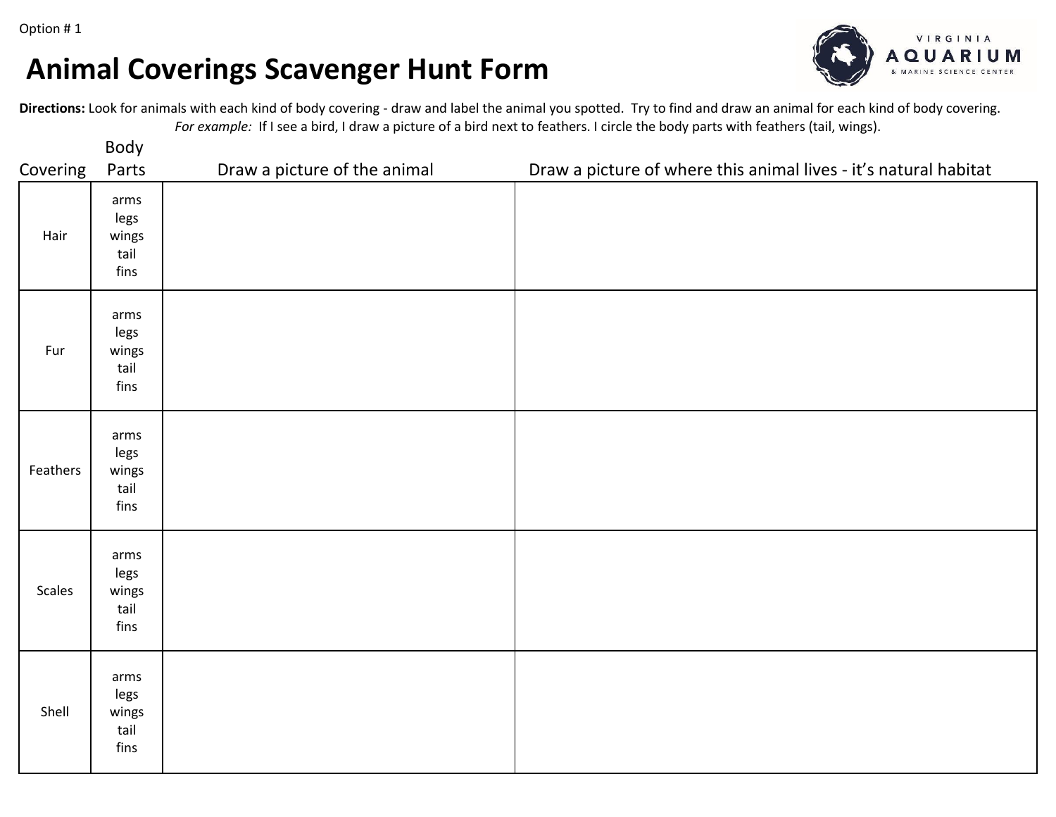Option # 1

# Animal Coverings Scavenger Hunt Form

VIRGINIA AQUARIUM & MARINE SCIENCE CENTER

**Directions:** Look for animals with each kind of body covering - draw and label the animal you spotted. Try to find and draw an animal for each kind of body covering.
*For example:* If I see a bird, I draw a picture of a bird next to feathers. I circle the body parts with feathers (tail, wings).

| Covering | Body Parts | Draw a picture of the animal | Draw a picture of where this animal lives - it's natural habitat |
|---|---|---|---|
| Hair | arms legs wings tail fins | | |
| Fur | arms legs wings tail fins | | |
| Feathers | arms legs wings tail fins | | |
| Scales | arms legs wings tail fins | | |
| Shell | arms legs wings tail fins | | |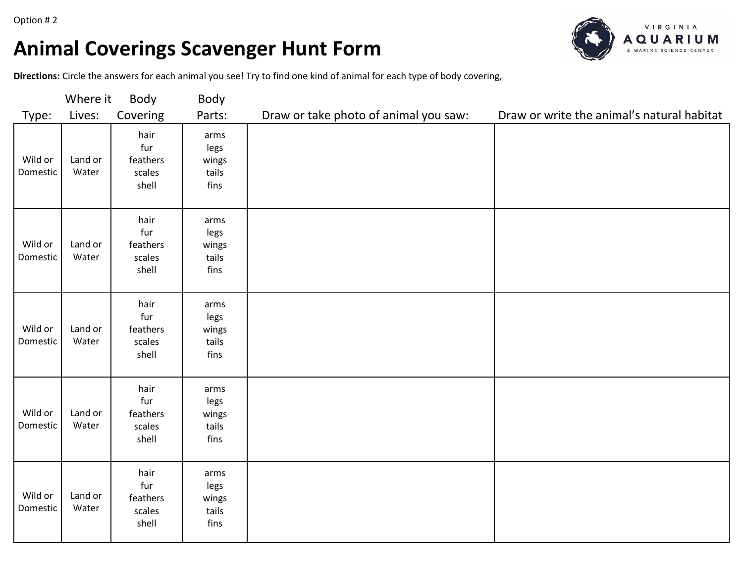Option # 2

# Animal Coverings Scavenger Hunt Form

**Directions:** Circle the answers for each animal you see! Try to find one kind of animal for each type of body covering,

| Type: | Where it Lives: | Body Covering | Body Parts: | Draw or take photo of animal you saw: | Draw or write the animal's natural habitat |
|---|---|---|---|---|---|
| Wild or Domestic | Land or Water | hair<br>fur<br>feathers<br>scales<br>shell | arms<br>legs<br>wings<br>tails<br>fins | | |
| Wild or Domestic | Land or Water | hair<br>fur<br>feathers<br>scales<br>shell | arms<br>legs<br>wings<br>tails<br>fins | | |
| Wild or Domestic | Land or Water | hair<br>fur<br>feathers<br>scales<br>shell | arms<br>legs<br>wings<br>tails<br>fins | | |
| Wild or Domestic | Land or Water | hair<br>fur<br>feathers<br>scales<br>shell | arms<br>legs<br>wings<br>tails<br>fins | | |
| Wild or Domestic | Land or Water | hair<br>fur<br>feathers<br>scales<br>shell | arms<br>legs<br>wings<br>tails<br>fins | | |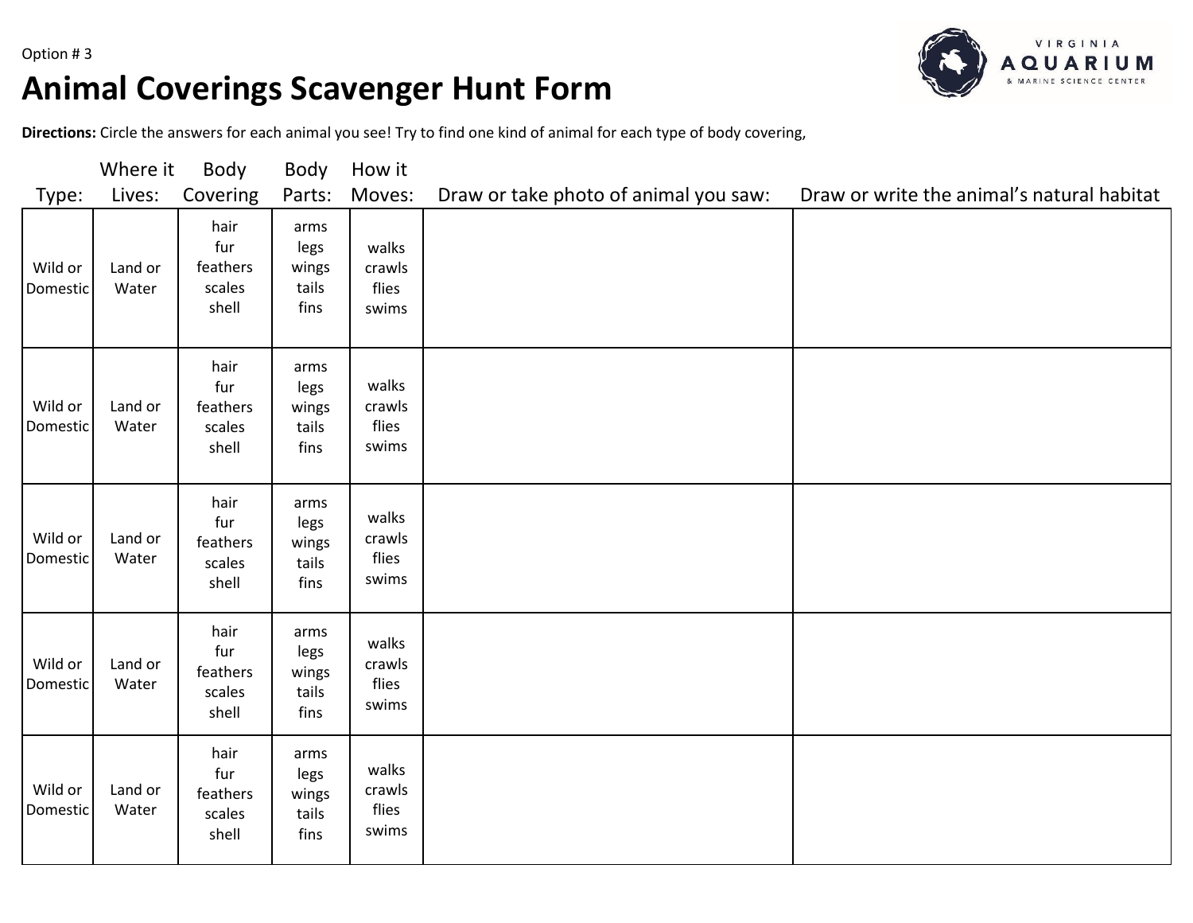Option # 3

# Animal Coverings Scavenger Hunt Form

**Directions:** Circle the answers for each animal you see! Try to find one kind of animal for each type of body covering,

| Type: | Where it Lives: | Body Covering | Body Parts: | How it Moves: | Draw or take photo of animal you saw: | Draw or write the animal's natural habitat |
|---|---|---|---|---|---|---|
| Wild or Domestic | Land or Water | hair<br>fur<br>feathers<br>scales<br>shell | arms<br>legs<br>wings<br>tails<br>fins | walks<br>crawls<br>flies<br>swims | | |
| Wild or Domestic | Land or Water | hair<br>fur<br>feathers<br>scales<br>shell | arms<br>legs<br>wings<br>tails<br>fins | walks<br>crawls<br>flies<br>swims | | |
| Wild or Domestic | Land or Water | hair<br>fur<br>feathers<br>scales<br>shell | arms<br>legs<br>wings<br>tails<br>fins | walks<br>crawls<br>flies<br>swims | | |
| Wild or Domestic | Land or Water | hair<br>fur<br>feathers<br>scales<br>shell | arms<br>legs<br>wings<br>tails<br>fins | walks<br>crawls<br>flies<br>swims | | |
| Wild or Domestic | Land or Water | hair<br>fur<br>feathers<br>scales<br>shell | arms<br>legs<br>wings<br>tails<br>fins | walks<br>crawls<br>flies<br>swims | | |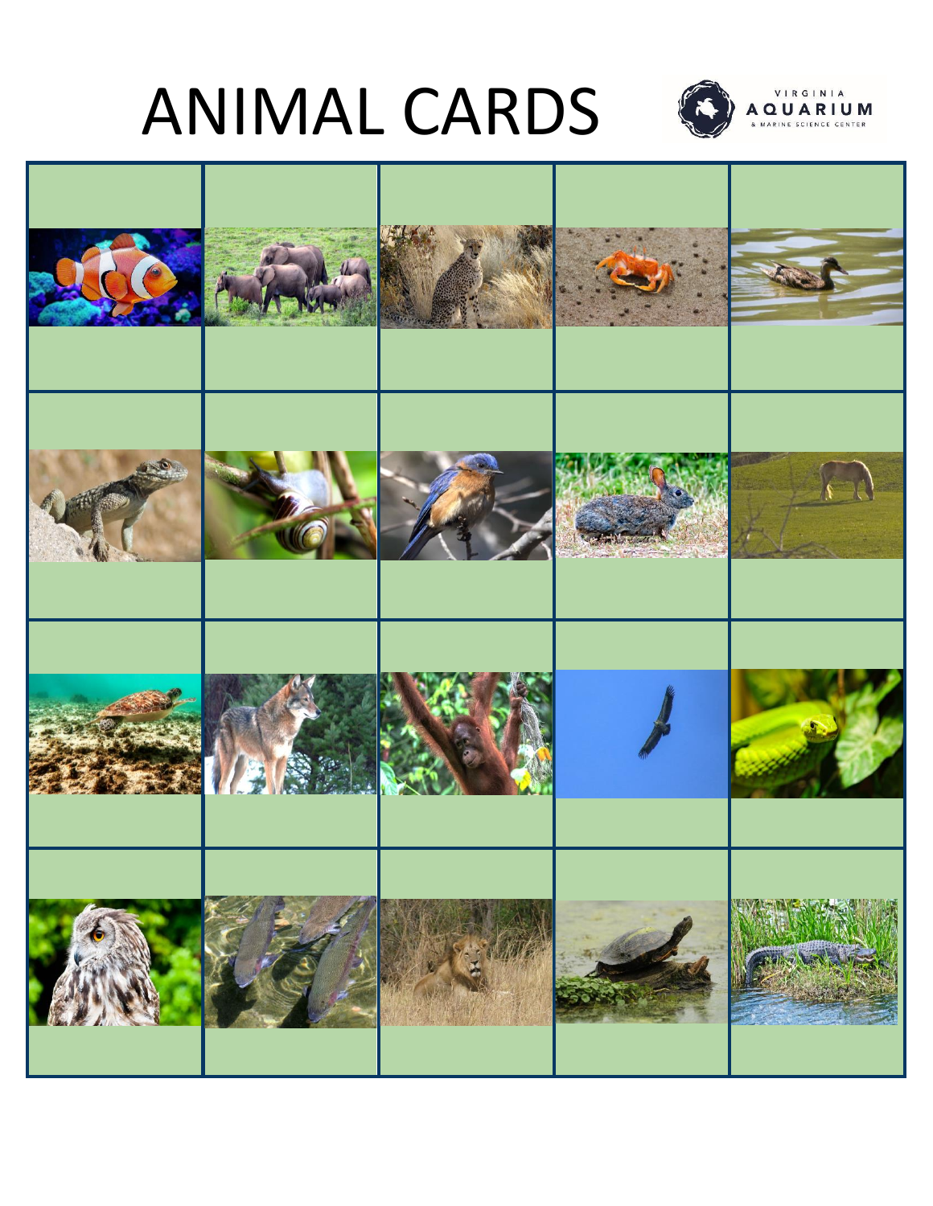# ANIMAL CARDS

VIRGINIA AQUARIUM & MARINE SCIENCE CENTER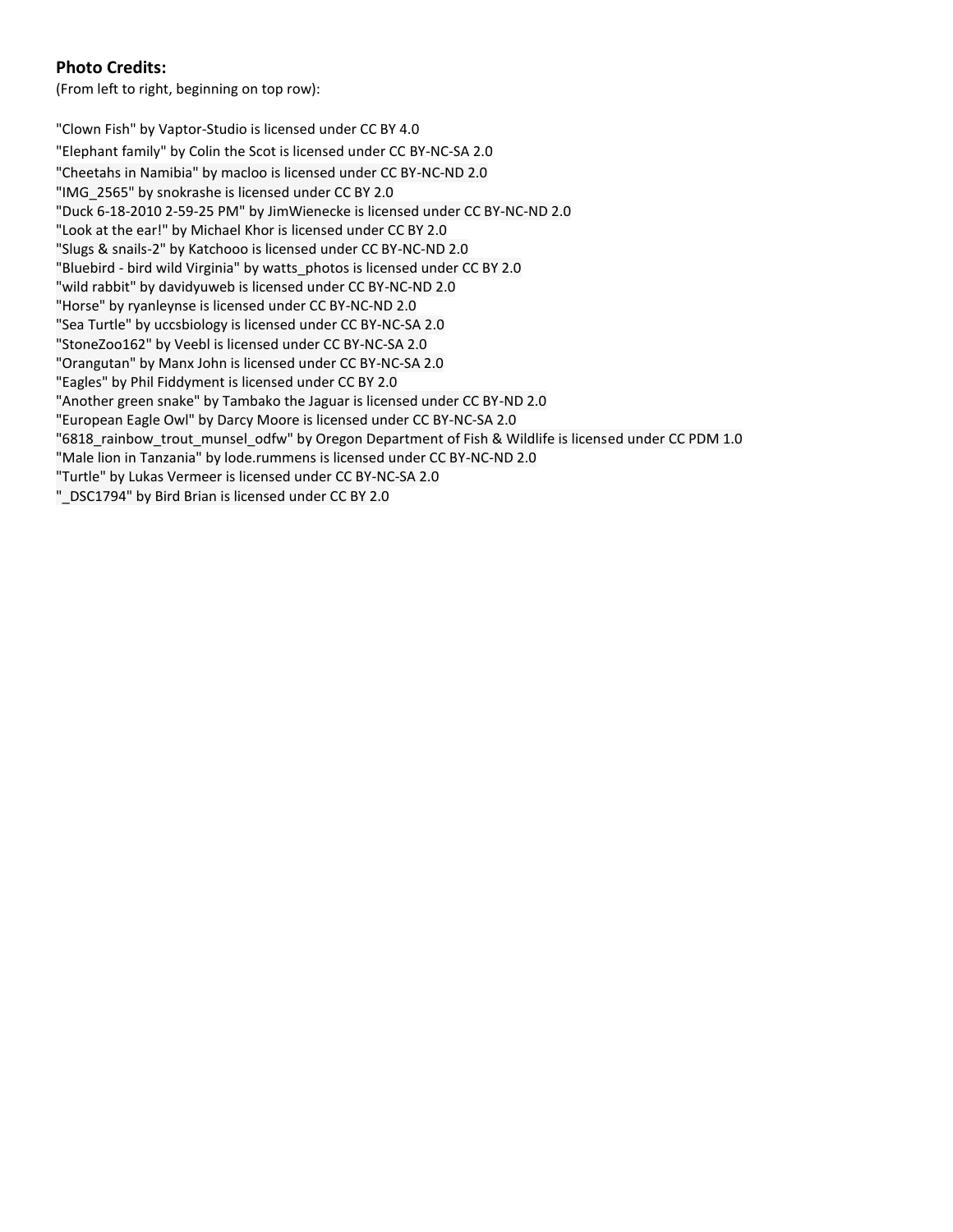**Photo Credits:**

(From left to right, beginning on top row):

"Clown Fish" by Vaptor-Studio is licensed under CC BY 4.0
"Elephant family" by Colin the Scot is licensed under CC BY-NC-SA 2.0
"Cheetahs in Namibia" by macloo is licensed under CC BY-NC-ND 2.0
"IMG_2565" by snokrashe is licensed under CC BY 2.0
"Duck 6-18-2010 2-59-25 PM" by JimWienecke is licensed under CC BY-NC-ND 2.0
"Look at the ear!" by Michael Khor is licensed under CC BY 2.0
"Slugs & snails-2" by Katchooo is licensed under CC BY-NC-ND 2.0
"Bluebird - bird wild Virginia" by watts_photos is licensed under CC BY 2.0
"wild rabbit" by davidyuweb is licensed under CC BY-NC-ND 2.0
"Horse" by ryanleynse is licensed under CC BY-NC-ND 2.0
"Sea Turtle" by uccsbiology is licensed under CC BY-NC-SA 2.0
"StoneZoo162" by Veebl is licensed under CC BY-NC-SA 2.0
"Orangutan" by Manx John is licensed under CC BY-NC-SA 2.0
"Eagles" by Phil Fiddyment is licensed under CC BY 2.0
"Another green snake" by Tambako the Jaguar is licensed under CC BY-ND 2.0
"European Eagle Owl" by Darcy Moore is licensed under CC BY-NC-SA 2.0
"6818_rainbow_trout_munsel_odfw" by Oregon Department of Fish & Wildlife is licensed under CC PDM 1.0
"Male lion in Tanzania" by lode.rummens is licensed under CC BY-NC-ND 2.0
"Turtle" by Lukas Vermeer is licensed under CC BY-NC-SA 2.0
"_DSC1794" by Bird Brian is licensed under CC BY 2.0